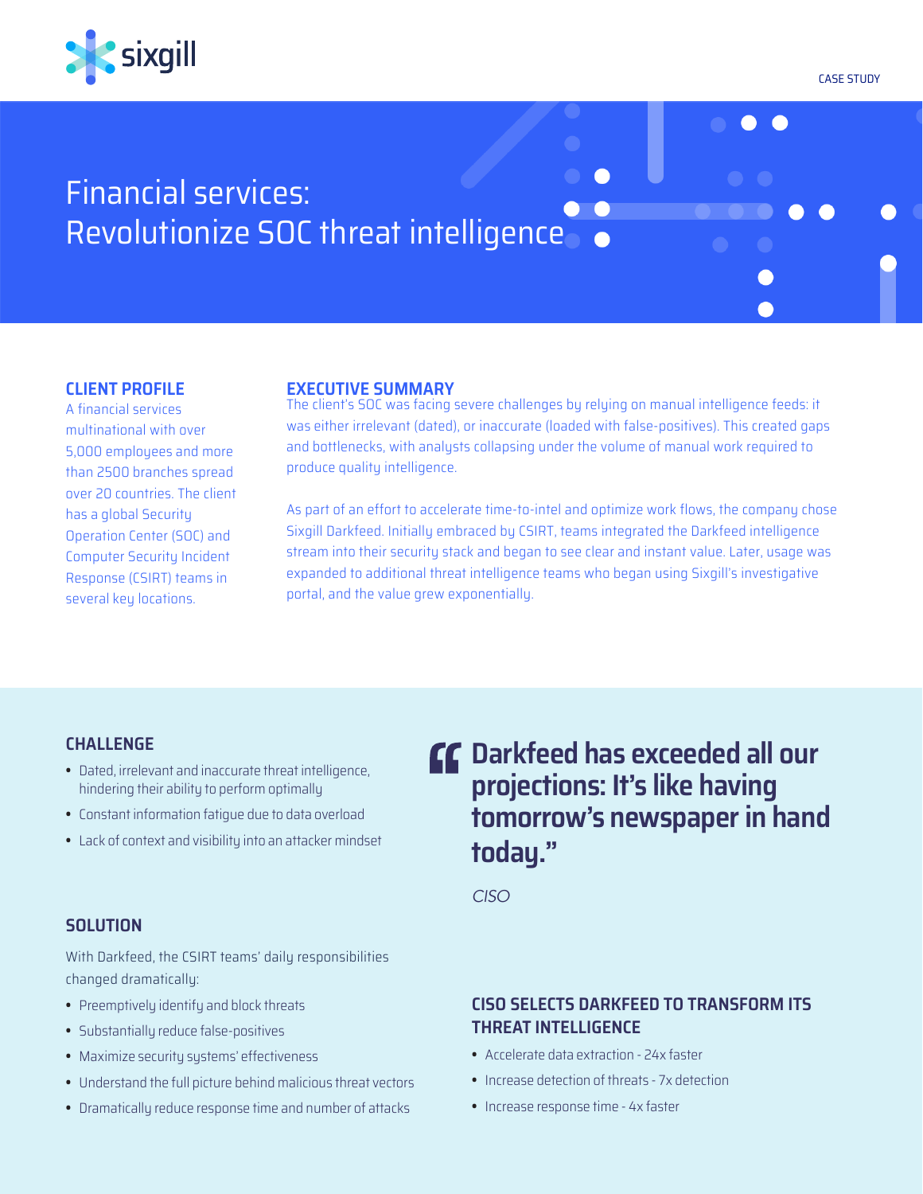sixgill

CASE STUDY

# Financial services: Revolutionize SOC threat intelligence

## CLIENT PROFILE

A financial services multinational with over 5,000 employees and more than 2500 branches spread over 20 countries. The client has a global Security Operation Center (SOC) and Computer Security Incident Response (CSIRT) teams in several key locations.

## EXECUTIVE SUMMARY

The client's SOC was facing severe challenges by relying on manual intelligence feeds: it was either irrelevant (dated), or inaccurate (loaded with false-positives). This created gaps and bottlenecks, with analysts collapsing under the volume of manual work required to produce quality intelligence.

As part of an effort to accelerate time-to-intel and optimize work flows, the company chose Sixgill Darkfeed. Initially embraced by CSIRT, teams integrated the Darkfeed intelligence stream into their security stack and began to see clear and instant value. Later, usage was expanded to additional threat intelligence teams who began using Sixgill's investigative portal, and the value grew exponentially.

## CHALLENGE

- Dated, irrelevant and inaccurate threat intelligence, hindering their ability to perform optimally
- Constant information fatigue due to data overload
- Lack of context and visibility into an attacker mindset

> **"Darkfeed has exceeded all our projections: It's like having tomorrow's newspaper in hand today."**
>
> *CISO*

## SOLUTION

With Darkfeed, the CSIRT teams' daily responsibilities changed dramatically:

- Preemptively identify and block threats
- Substantially reduce false-positives
- Maximize security systems' effectiveness
- Understand the full picture behind malicious threat vectors
- Dramatically reduce response time and number of attacks

## CISO SELECTS DARKFEED TO TRANSFORM ITS THREAT INTELLIGENCE

- Accelerate data extraction - 24x faster
- Increase detection of threats - 7x detection
- Increase response time - 4x faster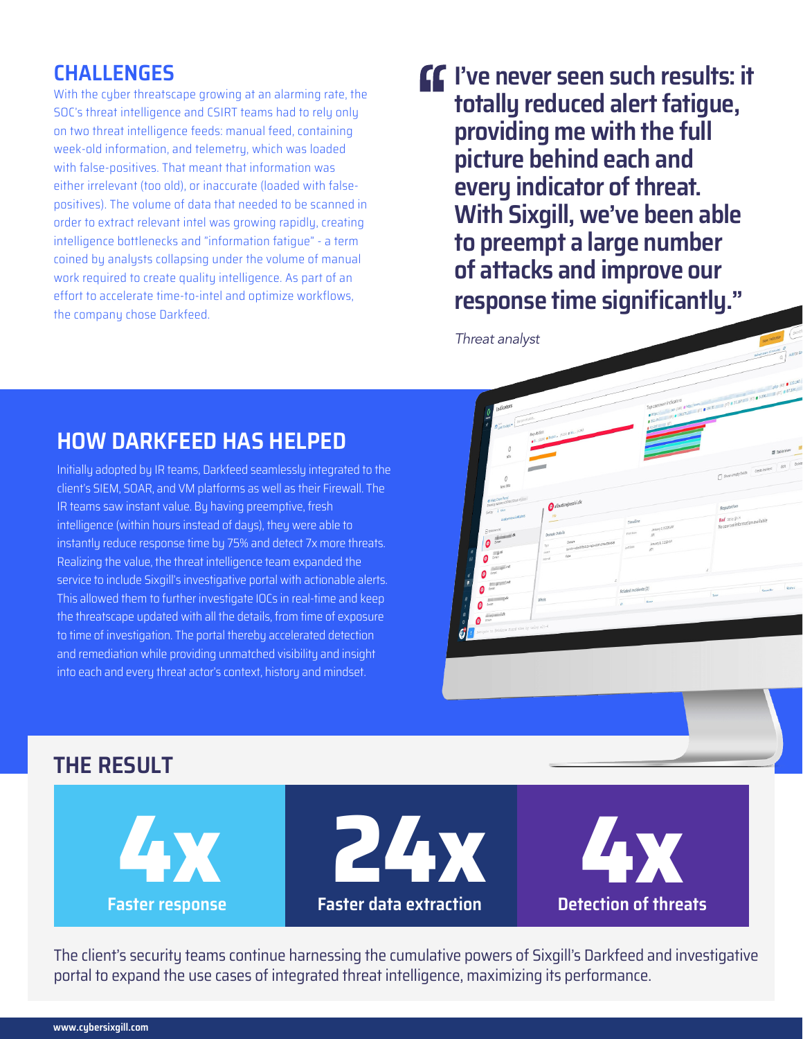## CHALLENGES

With the cyber threatscape growing at an alarming rate, the SOC's threat intelligence and CSIRT teams had to rely only on two threat intelligence feeds: manual feed, containing week-old information, and telemetry, which was loaded with false-positives. That meant that information was either irrelevant (too old), or inaccurate (loaded with false-positives). The volume of data that needed to be scanned in order to extract relevant intel was growing rapidly, creating intelligence bottlenecks and "information fatigue" - a term coined by analysts collapsing under the volume of manual work required to create quality intelligence. As part of an effort to accelerate time-to-intel and optimize workflows, the company chose Darkfeed.

> **"I've never seen such results: it totally reduced alert fatigue, providing me with the full picture behind each and every indicator of threat. With Sixgill, we've been able to preempt a large number of attacks and improve our response time significantly."**
>
> *Threat analyst*

## HOW DARKFEED HAS HELPED

Initially adopted by IR teams, Darkfeed seamlessly integrated to the client's SIEM, SOAR, and VM platforms as well as their Firewall. The IR teams saw instant value. By having preemptive, fresh intelligence (within hours instead of days), they were able to instantly reduce response time by 75% and detect 7x more threats. Realizing the value, the threat intelligence team expanded the service to include Sixgill's investigative portal with actionable alerts. This allowed them to further investigate IOCs in real-time and keep the threatscape updated with all the details, from time of exposure to time of investigation. The portal thereby accelerated detection and remediation while providing unmatched visibility and insight into each and every threat actor's context, history and mindset.

## THE RESULT

**4x**
**Faster response**

**24x**
**Faster data extraction**

**4x**
**Detection of threats**

The client's security teams continue harnessing the cumulative powers of Sixgill's Darkfeed and investigative portal to expand the use cases of integrated threat intelligence, maximizing its performance.

www.cybersixgill.com